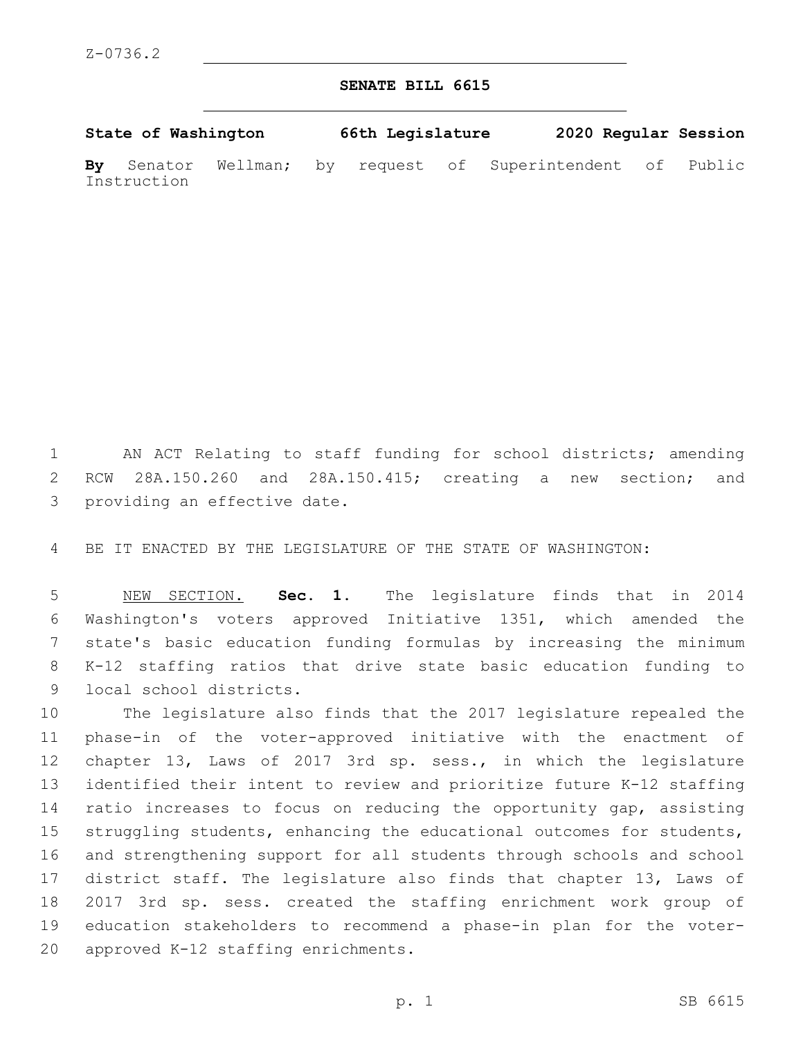Z-0736.2

# SENATE BILL 6615

**State of Washington 66th Legislature 2020 Regular Session**

**By** Senator Wellman; by request of Superintendent of Public Instruction

AN ACT Relating to staff funding for school districts; amending RCW 28A.150.260 and 28A.150.415; creating a new section; and providing an effective date.

BE IT ENACTED BY THE LEGISLATURE OF THE STATE OF WASHINGTON:

NEW SECTION. **Sec. 1.** The legislature finds that in 2014 Washington's voters approved Initiative 1351, which amended the state's basic education funding formulas by increasing the minimum K-12 staffing ratios that drive state basic education funding to local school districts.

The legislature also finds that the 2017 legislature repealed the phase-in of the voter-approved initiative with the enactment of chapter 13, Laws of 2017 3rd sp. sess., in which the legislature identified their intent to review and prioritize future K-12 staffing ratio increases to focus on reducing the opportunity gap, assisting struggling students, enhancing the educational outcomes for students, and strengthening support for all students through schools and school district staff. The legislature also finds that chapter 13, Laws of 2017 3rd sp. sess. created the staffing enrichment work group of education stakeholders to recommend a phase-in plan for the voter-approved K-12 staffing enrichments.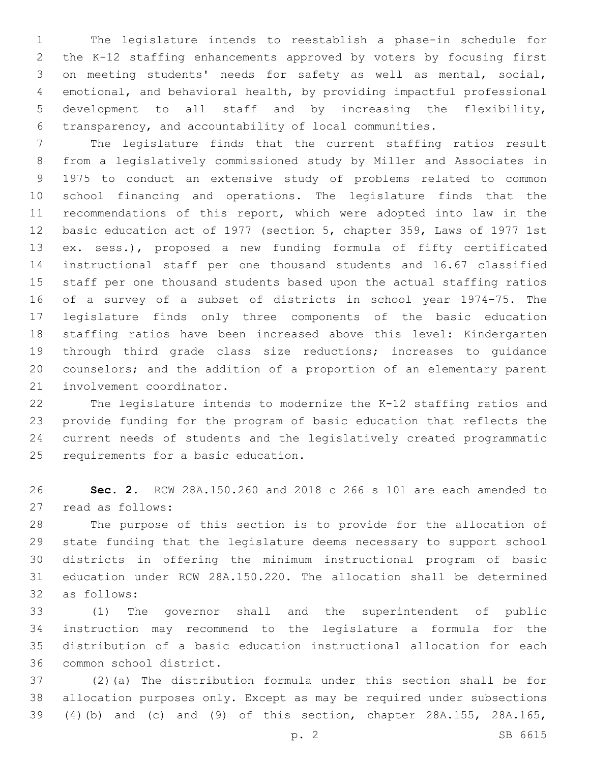The legislature intends to reestablish a phase-in schedule for the K-12 staffing enhancements approved by voters by focusing first on meeting students' needs for safety as well as mental, social, emotional, and behavioral health, by providing impactful professional development to all staff and by increasing the flexibility, transparency, and accountability of local communities.

The legislature finds that the current staffing ratios result from a legislatively commissioned study by Miller and Associates in 1975 to conduct an extensive study of problems related to common school financing and operations. The legislature finds that the recommendations of this report, which were adopted into law in the basic education act of 1977 (section 5, chapter 359, Laws of 1977 1st ex. sess.), proposed a new funding formula of fifty certificated instructional staff per one thousand students and 16.67 classified staff per one thousand students based upon the actual staffing ratios of a survey of a subset of districts in school year 1974-75. The legislature finds only three components of the basic education staffing ratios have been increased above this level: Kindergarten through third grade class size reductions; increases to guidance counselors; and the addition of a proportion of an elementary parent involvement coordinator.

The legislature intends to modernize the K-12 staffing ratios and provide funding for the program of basic education that reflects the current needs of students and the legislatively created programmatic requirements for a basic education.

**Sec. 2.** RCW 28A.150.260 and 2018 c 266 s 101 are each amended to read as follows:

The purpose of this section is to provide for the allocation of state funding that the legislature deems necessary to support school districts in offering the minimum instructional program of basic education under RCW 28A.150.220. The allocation shall be determined as follows:

(1) The governor shall and the superintendent of public instruction may recommend to the legislature a formula for the distribution of a basic education instructional allocation for each common school district.

(2)(a) The distribution formula under this section shall be for allocation purposes only. Except as may be required under subsections (4)(b) and (c) and (9) of this section, chapter 28A.155, 28A.165,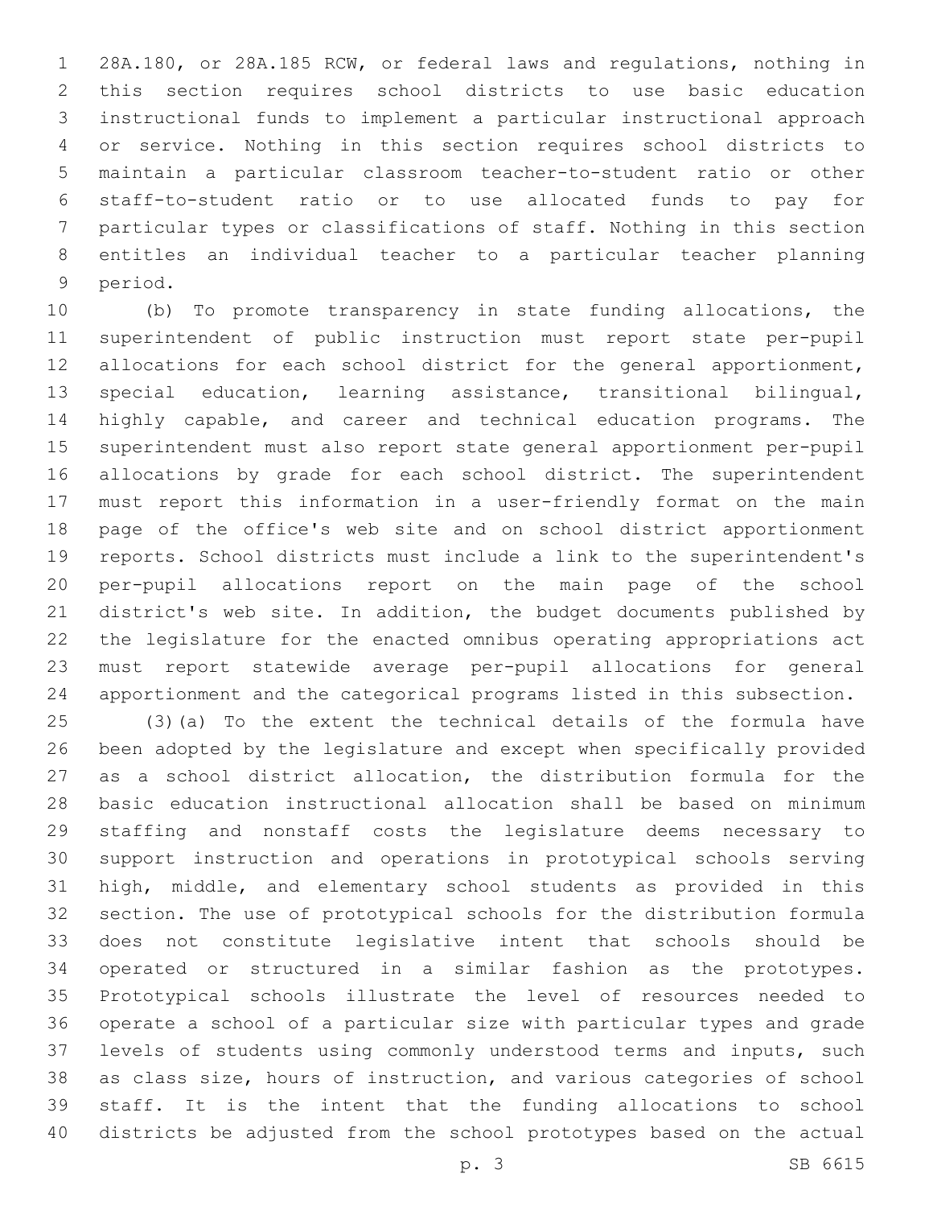28A.180, or 28A.185 RCW, or federal laws and regulations, nothing in this section requires school districts to use basic education instructional funds to implement a particular instructional approach or service. Nothing in this section requires school districts to maintain a particular classroom teacher-to-student ratio or other staff-to-student ratio or to use allocated funds to pay for particular types or classifications of staff. Nothing in this section entitles an individual teacher to a particular teacher planning period.

(b) To promote transparency in state funding allocations, the superintendent of public instruction must report state per-pupil allocations for each school district for the general apportionment, special education, learning assistance, transitional bilingual, highly capable, and career and technical education programs. The superintendent must also report state general apportionment per-pupil allocations by grade for each school district. The superintendent must report this information in a user-friendly format on the main page of the office's web site and on school district apportionment reports. School districts must include a link to the superintendent's per-pupil allocations report on the main page of the school district's web site. In addition, the budget documents published by the legislature for the enacted omnibus operating appropriations act must report statewide average per-pupil allocations for general apportionment and the categorical programs listed in this subsection.

(3)(a) To the extent the technical details of the formula have been adopted by the legislature and except when specifically provided as a school district allocation, the distribution formula for the basic education instructional allocation shall be based on minimum staffing and nonstaff costs the legislature deems necessary to support instruction and operations in prototypical schools serving high, middle, and elementary school students as provided in this section. The use of prototypical schools for the distribution formula does not constitute legislative intent that schools should be operated or structured in a similar fashion as the prototypes. Prototypical schools illustrate the level of resources needed to operate a school of a particular size with particular types and grade levels of students using commonly understood terms and inputs, such as class size, hours of instruction, and various categories of school staff. It is the intent that the funding allocations to school districts be adjusted from the school prototypes based on the actual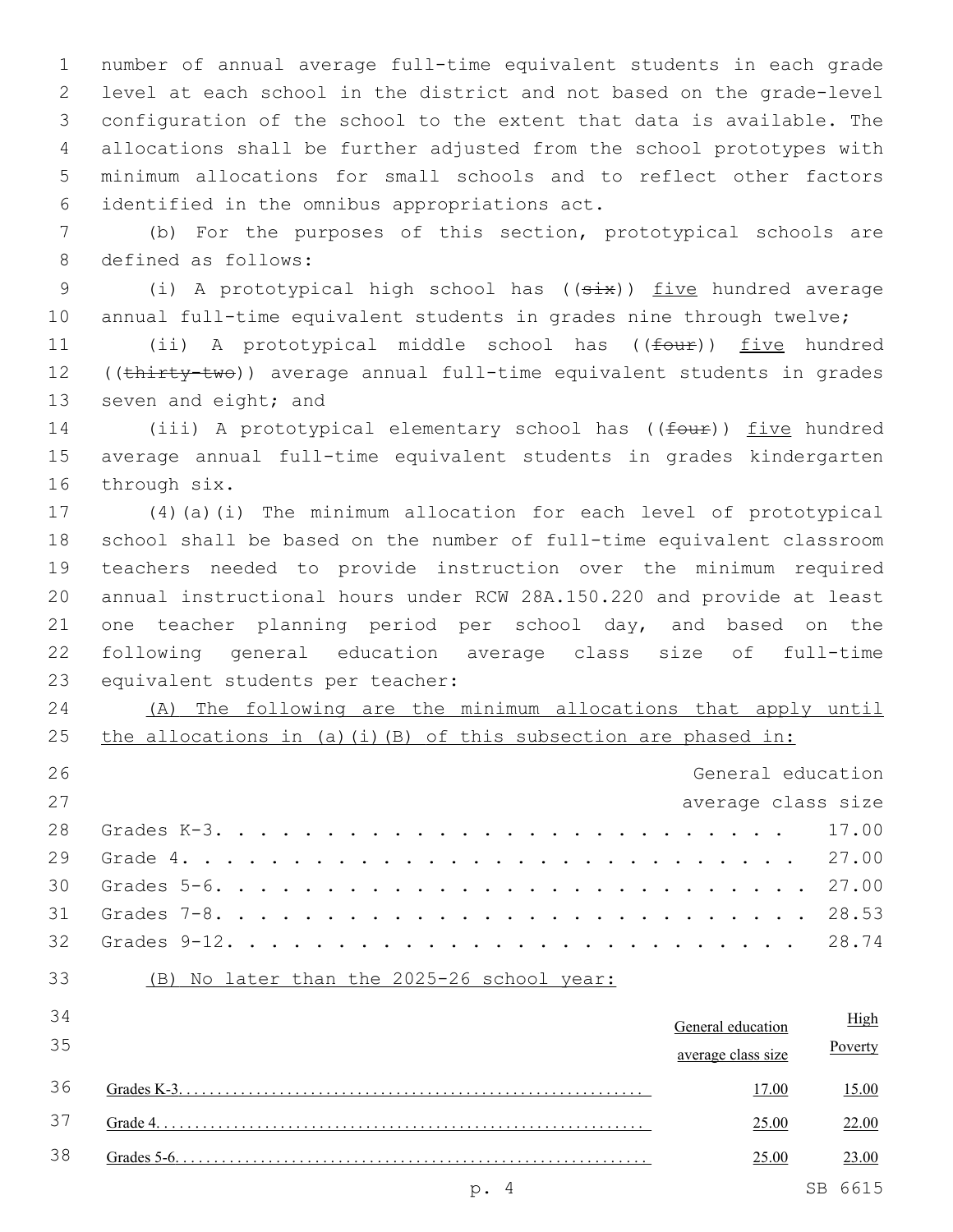number of annual average full-time equivalent students in each grade level at each school in the district and not based on the grade-level configuration of the school to the extent that data is available. The allocations shall be further adjusted from the school prototypes with minimum allocations for small schools and to reflect other factors identified in the omnibus appropriations act.

(b) For the purposes of this section, prototypical schools are defined as follows:

(i) A prototypical high school has ((~~six~~)) <u>five</u> hundred average annual full-time equivalent students in grades nine through twelve;

(ii) A prototypical middle school has ((~~four~~)) <u>five</u> hundred ((~~thirty-two~~)) average annual full-time equivalent students in grades seven and eight; and

(iii) A prototypical elementary school has ((~~four~~)) <u>five</u> hundred average annual full-time equivalent students in grades kindergarten through six.

(4)(a)(i) The minimum allocation for each level of prototypical school shall be based on the number of full-time equivalent classroom teachers needed to provide instruction over the minimum required annual instructional hours under RCW 28A.150.220 and provide at least one teacher planning period per school day, and based on the following general education average class size of full-time equivalent students per teacher:

<u>(A) The following are the minimum allocations that apply until the allocations in (a)(i)(B) of this subsection are phased in:</u>

| | General education average class size |
|---|---|
| Grades K-3 | 17.00 |
| Grade 4 | 27.00 |
| Grades 5-6 | 27.00 |
| Grades 7-8 | 28.53 |
| Grades 9-12 | 28.74 |

<u>(B) No later than the 2025-26 school year:</u>

| | <u>General education average class size</u> | <u>High Poverty</u> |
|---|---|---|
| <u>Grades K-3</u> | <u>17.00</u> | <u>15.00</u> |
| <u>Grade 4</u> | <u>25.00</u> | <u>22.00</u> |
| <u>Grades 5-6</u> | <u>25.00</u> | <u>23.00</u> |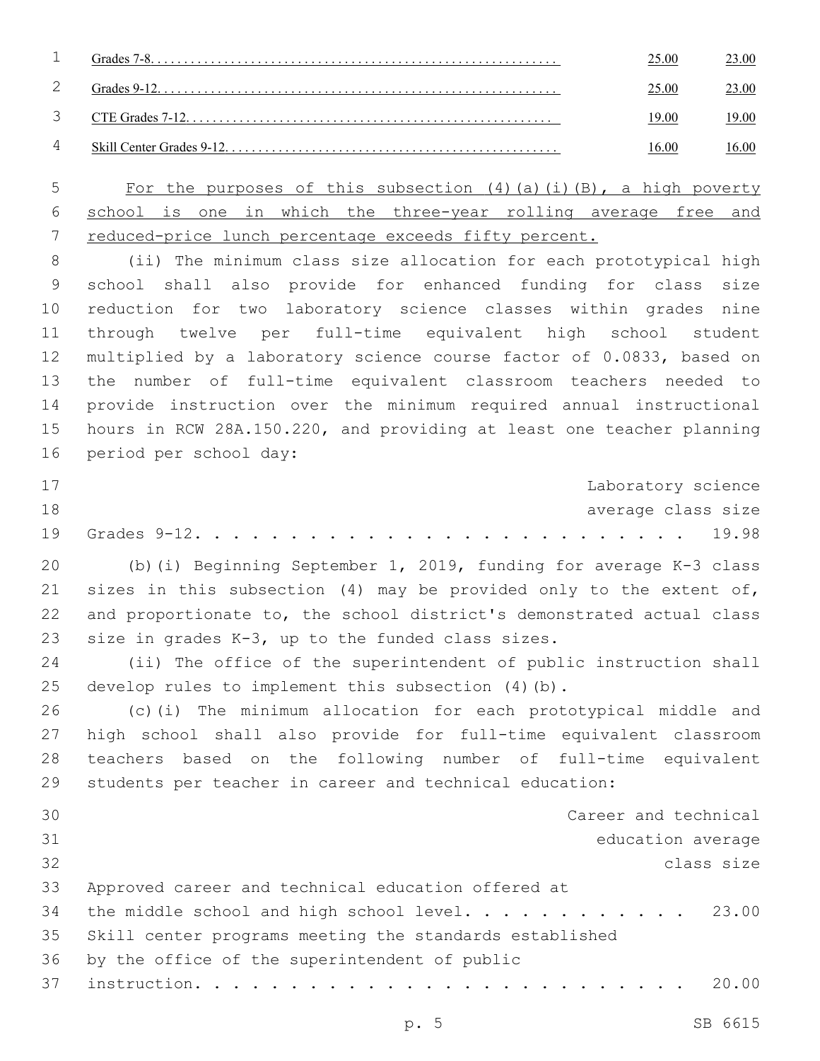| | | |
|---|---|---|
| Grades 7-8 | 25.00 | 23.00 |
| Grades 9-12 | 25.00 | 23.00 |
| CTE Grades 7-12 | 19.00 | 19.00 |
| Skill Center Grades 9-12 | 16.00 | 16.00 |

For the purposes of this subsection (4)(a)(i)(B), a high poverty school is one in which the three-year rolling average free and reduced-price lunch percentage exceeds fifty percent.

(ii) The minimum class size allocation for each prototypical high school shall also provide for enhanced funding for class size reduction for two laboratory science classes within grades nine through twelve per full-time equivalent high school student multiplied by a laboratory science course factor of 0.0833, based on the number of full-time equivalent classroom teachers needed to provide instruction over the minimum required annual instructional hours in RCW 28A.150.220, and providing at least one teacher planning period per school day:

| | Laboratory science average class size |
|---|---|
| Grades 9-12 | 19.98 |

(b)(i) Beginning September 1, 2019, funding for average K-3 class sizes in this subsection (4) may be provided only to the extent of, and proportionate to, the school district's demonstrated actual class size in grades K-3, up to the funded class sizes.

(ii) The office of the superintendent of public instruction shall develop rules to implement this subsection (4)(b).

(c)(i) The minimum allocation for each prototypical middle and high school shall also provide for full-time equivalent classroom teachers based on the following number of full-time equivalent students per teacher in career and technical education:

| | Career and technical education average class size |
|---|---|
| Approved career and technical education offered at the middle school and high school level | 23.00 |
| Skill center programs meeting the standards established by the office of the superintendent of public instruction | 20.00 |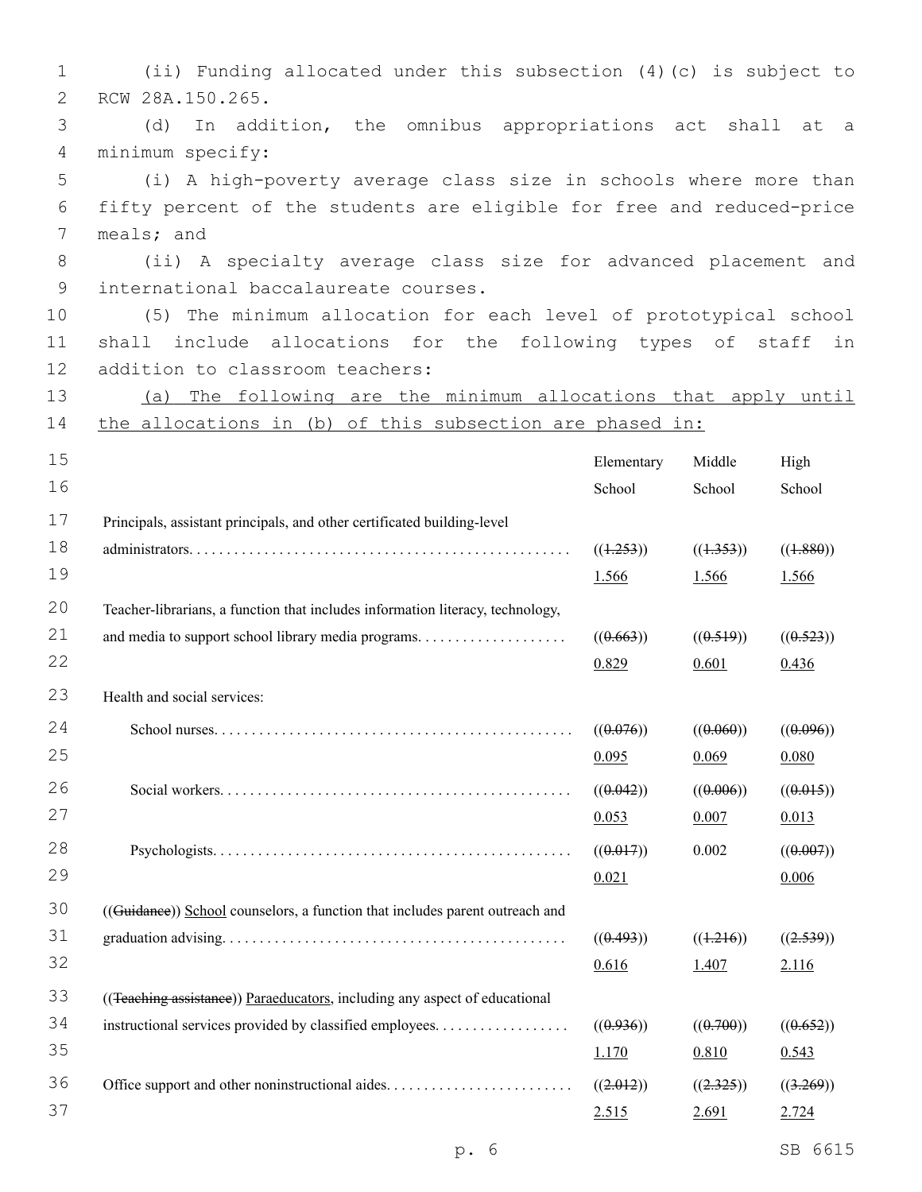(ii) Funding allocated under this subsection (4)(c) is subject to RCW 28A.150.265.

(d) In addition, the omnibus appropriations act shall at a minimum specify:

(i) A high-poverty average class size in schools where more than fifty percent of the students are eligible for free and reduced-price meals; and

(ii) A specialty average class size for advanced placement and international baccalaureate courses.

(5) The minimum allocation for each level of prototypical school shall include allocations for the following types of staff in addition to classroom teachers:

(a) The following are the minimum allocations that apply until the allocations in (b) of this subsection are phased in:

| | Elementary School | Middle School | High School |
|---|---|---|---|
| Principals, assistant principals, and other certificated building-level administrators | ((~~1.253~~)) 1.566 | ((~~1.353~~)) 1.566 | ((~~1.880~~)) 1.566 |
| Teacher-librarians, a function that includes information literacy, technology, and media to support school library media programs | ((~~0.663~~)) 0.829 | ((~~0.519~~)) 0.601 | ((~~0.523~~)) 0.436 |
| Health and social services: | | | |
| School nurses | ((~~0.076~~)) 0.095 | ((~~0.060~~)) 0.069 | ((~~0.096~~)) 0.080 |
| Social workers | ((~~0.042~~)) 0.053 | ((~~0.006~~)) 0.007 | ((~~0.015~~)) 0.013 |
| Psychologists | ((~~0.017~~)) 0.021 | 0.002 | ((~~0.007~~)) 0.006 |
| ((~~Guidance~~)) School counselors, a function that includes parent outreach and graduation advising | ((~~0.493~~)) 0.616 | ((~~1.216~~)) 1.407 | ((~~2.539~~)) 2.116 |
| ((~~Teaching assistance~~)) Paraeducators, including any aspect of educational instructional services provided by classified employees | ((~~0.936~~)) 1.170 | ((~~0.700~~)) 0.810 | ((~~0.652~~)) 0.543 |
| Office support and other noninstructional aides | ((~~2.012~~)) 2.515 | ((~~2.325~~)) 2.691 | ((~~3.269~~)) 2.724 |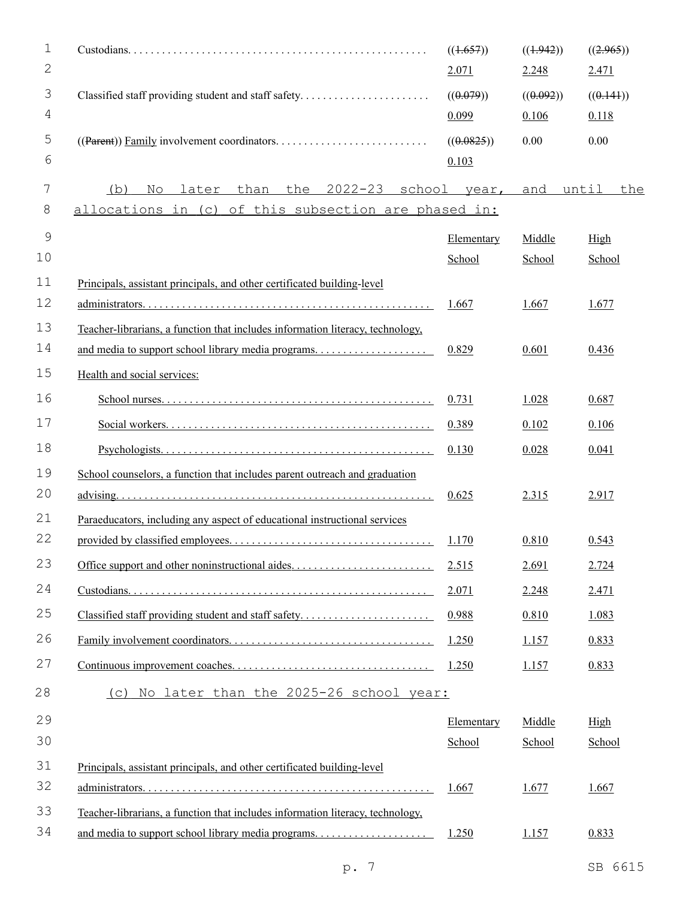| | | | |
|---|---|---|---|
| Custodians | ((~~1.657~~)) 2.071 | ((~~1.942~~)) 2.248 | ((~~2.965~~)) 2.471 |
| Classified staff providing student and staff safety | ((~~0.079~~)) 0.099 | ((~~0.092~~)) 0.106 | ((~~0.141~~)) 0.118 |
| ((~~Parent~~)) Family involvement coordinators | ((~~0.0825~~)) 0.103 | 0.00 | 0.00 |

(b) No later than the 2022-23 school year, and until the allocations in (c) of this subsection are phased in:

| | Elementary School | Middle School | High School |
|---|---|---|---|
| Principals, assistant principals, and other certificated building-level administrators | 1.667 | 1.667 | 1.677 |
| Teacher-librarians, a function that includes information literacy, technology, and media to support school library media programs | 0.829 | 0.601 | 0.436 |
| Health and social services: | | | |
| School nurses | 0.731 | 1.028 | 0.687 |
| Social workers | 0.389 | 0.102 | 0.106 |
| Psychologists | 0.130 | 0.028 | 0.041 |
| School counselors, a function that includes parent outreach and graduation advising | 0.625 | 2.315 | 2.917 |
| Paraeducators, including any aspect of educational instructional services provided by classified employees | 1.170 | 0.810 | 0.543 |
| Office support and other noninstructional aides | 2.515 | 2.691 | 2.724 |
| Custodians | 2.071 | 2.248 | 2.471 |
| Classified staff providing student and staff safety | 0.988 | 0.810 | 1.083 |
| Family involvement coordinators | 1.250 | 1.157 | 0.833 |
| Continuous improvement coaches | 1.250 | 1.157 | 0.833 |

(c) No later than the 2025-26 school year:

| | Elementary School | Middle School | High School |
|---|---|---|---|
| Principals, assistant principals, and other certificated building-level administrators | 1.667 | 1.677 | 1.667 |
| Teacher-librarians, a function that includes information literacy, technology, and media to support school library media programs | 1.250 | 1.157 | 0.833 |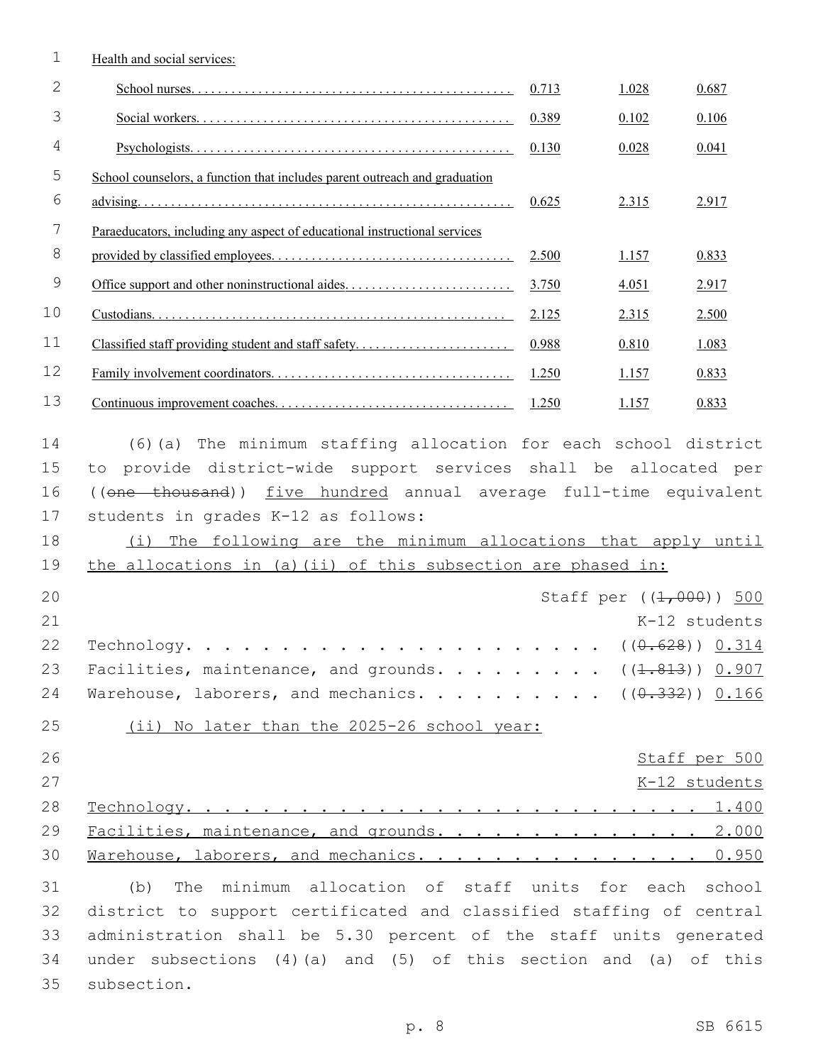| | | | |
|---|---|---|---|
| Health and social services: | | | |
| School nurses | 0.713 | 1.028 | 0.687 |
| Social workers | 0.389 | 0.102 | 0.106 |
| Psychologists | 0.130 | 0.028 | 0.041 |
| School counselors, a function that includes parent outreach and graduation advising | 0.625 | 2.315 | 2.917 |
| Paraeducators, including any aspect of educational instructional services provided by classified employees | 2.500 | 1.157 | 0.833 |
| Office support and other noninstructional aides | 3.750 | 4.051 | 2.917 |
| Custodians | 2.125 | 2.315 | 2.500 |
| Classified staff providing student and staff safety | 0.988 | 0.810 | 1.083 |
| Family involvement coordinators | 1.250 | 1.157 | 0.833 |
| Continuous improvement coaches | 1.250 | 1.157 | 0.833 |

(6)(a) The minimum staffing allocation for each school district to provide district-wide support services shall be allocated per ((~~one thousand~~)) <u>five hundred</u> annual average full-time equivalent students in grades K-12 as follows:

<u>(i) The following are the minimum allocations that apply until the allocations in (a)(ii) of this subsection are phased in:</u>

| | Staff per ((~~1,000~~)) <u>500</u> K-12 students |
|---|---|
| Technology | ((~~0.628~~)) <u>0.314</u> |
| Facilities, maintenance, and grounds | ((~~1.813~~)) <u>0.907</u> |
| Warehouse, laborers, and mechanics | ((~~0.332~~)) <u>0.166</u> |

<u>(ii) No later than the 2025-26 school year:</u>

| | <u>Staff per 500 K-12 students</u> |
|---|---|
| <u>Technology</u> | <u>1.400</u> |
| <u>Facilities, maintenance, and grounds</u> | <u>2.000</u> |
| <u>Warehouse, laborers, and mechanics</u> | <u>0.950</u> |

(b) The minimum allocation of staff units for each school district to support certificated and classified staffing of central administration shall be 5.30 percent of the staff units generated under subsections (4)(a) and (5) of this section and (a) of this subsection.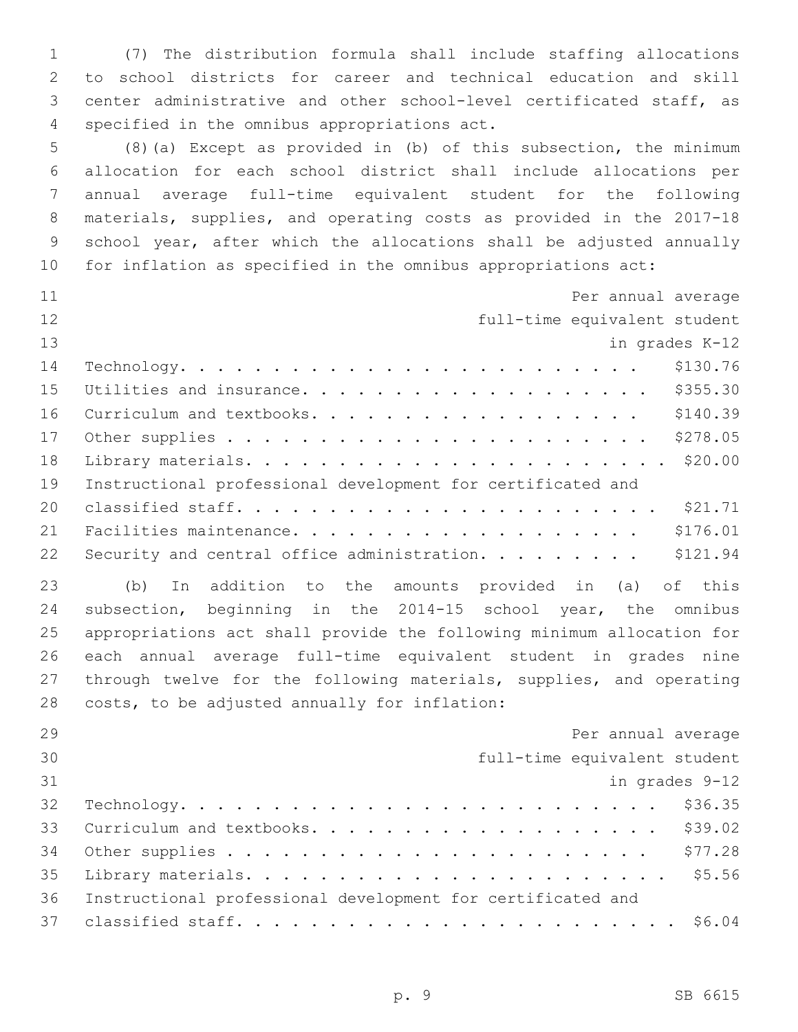(7) The distribution formula shall include staffing allocations to school districts for career and technical education and skill center administrative and other school-level certificated staff, as specified in the omnibus appropriations act.

(8)(a) Except as provided in (b) of this subsection, the minimum allocation for each school district shall include allocations per annual average full-time equivalent student for the following materials, supplies, and operating costs as provided in the 2017-18 school year, after which the allocations shall be adjusted annually for inflation as specified in the omnibus appropriations act:

| | Per annual average full-time equivalent student in grades K-12 |
|---|---|
| Technology | $130.76 |
| Utilities and insurance | $355.30 |
| Curriculum and textbooks | $140.39 |
| Other supplies | $278.05 |
| Library materials | $20.00 |
| Instructional professional development for certificated and classified staff | $21.71 |
| Facilities maintenance | $176.01 |
| Security and central office administration | $121.94 |

(b) In addition to the amounts provided in (a) of this subsection, beginning in the 2014-15 school year, the omnibus appropriations act shall provide the following minimum allocation for each annual average full-time equivalent student in grades nine through twelve for the following materials, supplies, and operating costs, to be adjusted annually for inflation:

| | Per annual average full-time equivalent student in grades 9-12 |
|---|---|
| Technology | $36.35 |
| Curriculum and textbooks | $39.02 |
| Other supplies | $77.28 |
| Library materials | $5.56 |
| Instructional professional development for certificated and classified staff | $6.04 |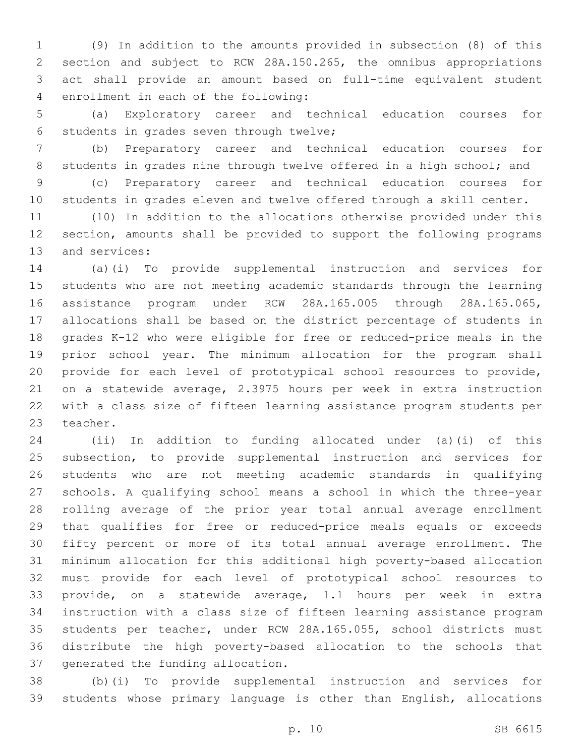(9) In addition to the amounts provided in subsection (8) of this section and subject to RCW 28A.150.265, the omnibus appropriations act shall provide an amount based on full-time equivalent student enrollment in each of the following:

(a) Exploratory career and technical education courses for students in grades seven through twelve;

(b) Preparatory career and technical education courses for students in grades nine through twelve offered in a high school; and

(c) Preparatory career and technical education courses for students in grades eleven and twelve offered through a skill center.

(10) In addition to the allocations otherwise provided under this section, amounts shall be provided to support the following programs and services:

(a)(i) To provide supplemental instruction and services for students who are not meeting academic standards through the learning assistance program under RCW 28A.165.005 through 28A.165.065, allocations shall be based on the district percentage of students in grades K-12 who were eligible for free or reduced-price meals in the prior school year. The minimum allocation for the program shall provide for each level of prototypical school resources to provide, on a statewide average, 2.3975 hours per week in extra instruction with a class size of fifteen learning assistance program students per teacher.

(ii) In addition to funding allocated under (a)(i) of this subsection, to provide supplemental instruction and services for students who are not meeting academic standards in qualifying schools. A qualifying school means a school in which the three-year rolling average of the prior year total annual average enrollment that qualifies for free or reduced-price meals equals or exceeds fifty percent or more of its total annual average enrollment. The minimum allocation for this additional high poverty-based allocation must provide for each level of prototypical school resources to provide, on a statewide average, 1.1 hours per week in extra instruction with a class size of fifteen learning assistance program students per teacher, under RCW 28A.165.055, school districts must distribute the high poverty-based allocation to the schools that generated the funding allocation.

(b)(i) To provide supplemental instruction and services for students whose primary language is other than English, allocations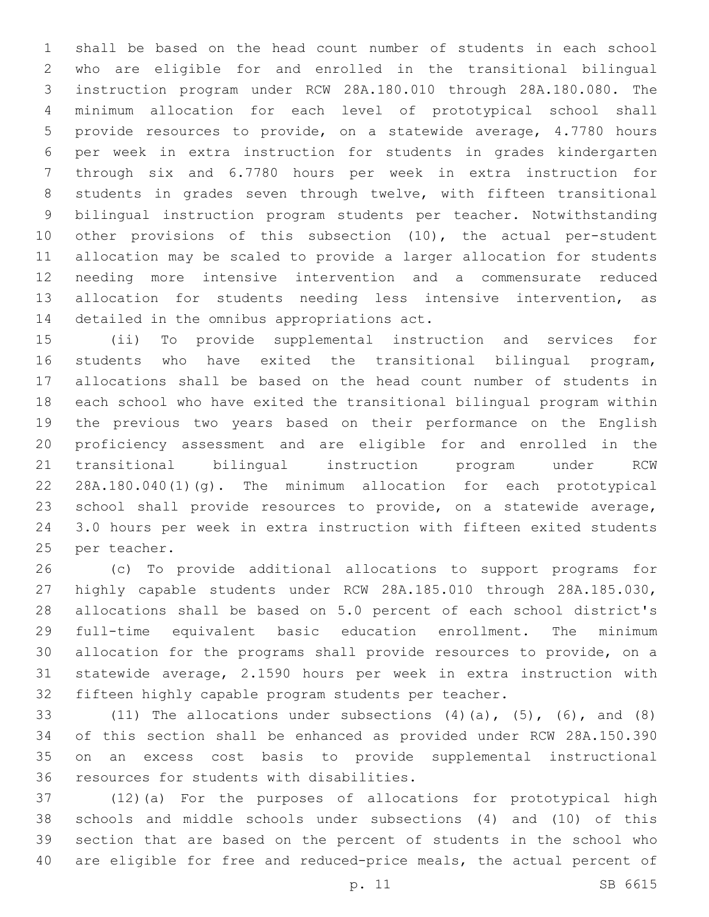shall be based on the head count number of students in each school who are eligible for and enrolled in the transitional bilingual instruction program under RCW 28A.180.010 through 28A.180.080. The minimum allocation for each level of prototypical school shall provide resources to provide, on a statewide average, 4.7780 hours per week in extra instruction for students in grades kindergarten through six and 6.7780 hours per week in extra instruction for students in grades seven through twelve, with fifteen transitional bilingual instruction program students per teacher. Notwithstanding other provisions of this subsection (10), the actual per-student allocation may be scaled to provide a larger allocation for students needing more intensive intervention and a commensurate reduced allocation for students needing less intensive intervention, as detailed in the omnibus appropriations act.

(ii) To provide supplemental instruction and services for students who have exited the transitional bilingual program, allocations shall be based on the head count number of students in each school who have exited the transitional bilingual program within the previous two years based on their performance on the English proficiency assessment and are eligible for and enrolled in the transitional bilingual instruction program under RCW 28A.180.040(1)(g). The minimum allocation for each prototypical school shall provide resources to provide, on a statewide average, 3.0 hours per week in extra instruction with fifteen exited students per teacher.

(c) To provide additional allocations to support programs for highly capable students under RCW 28A.185.010 through 28A.185.030, allocations shall be based on 5.0 percent of each school district's full-time equivalent basic education enrollment. The minimum allocation for the programs shall provide resources to provide, on a statewide average, 2.1590 hours per week in extra instruction with fifteen highly capable program students per teacher.

(11) The allocations under subsections (4)(a), (5), (6), and (8) of this section shall be enhanced as provided under RCW 28A.150.390 on an excess cost basis to provide supplemental instructional resources for students with disabilities.

(12)(a) For the purposes of allocations for prototypical high schools and middle schools under subsections (4) and (10) of this section that are based on the percent of students in the school who are eligible for free and reduced-price meals, the actual percent of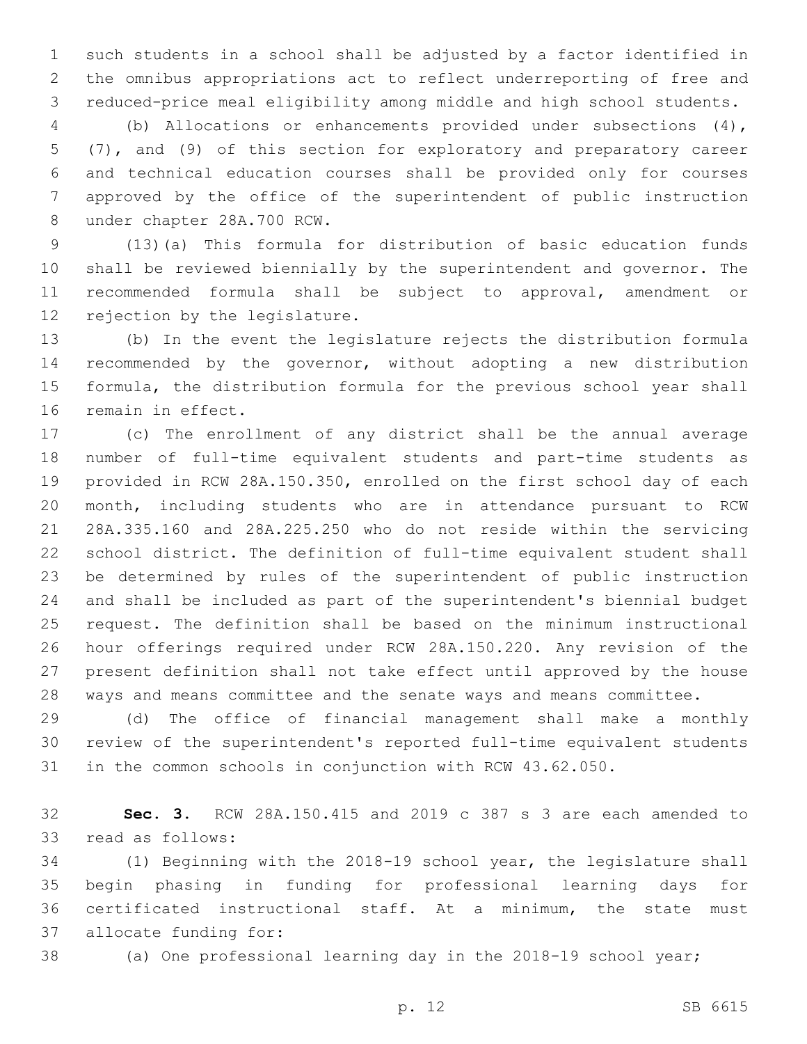such students in a school shall be adjusted by a factor identified in the omnibus appropriations act to reflect underreporting of free and reduced-price meal eligibility among middle and high school students.

(b) Allocations or enhancements provided under subsections (4), (7), and (9) of this section for exploratory and preparatory career and technical education courses shall be provided only for courses approved by the office of the superintendent of public instruction under chapter 28A.700 RCW.

(13)(a) This formula for distribution of basic education funds shall be reviewed biennially by the superintendent and governor. The recommended formula shall be subject to approval, amendment or rejection by the legislature.

(b) In the event the legislature rejects the distribution formula recommended by the governor, without adopting a new distribution formula, the distribution formula for the previous school year shall remain in effect.

(c) The enrollment of any district shall be the annual average number of full-time equivalent students and part-time students as provided in RCW 28A.150.350, enrolled on the first school day of each month, including students who are in attendance pursuant to RCW 28A.335.160 and 28A.225.250 who do not reside within the servicing school district. The definition of full-time equivalent student shall be determined by rules of the superintendent of public instruction and shall be included as part of the superintendent's biennial budget request. The definition shall be based on the minimum instructional hour offerings required under RCW 28A.150.220. Any revision of the present definition shall not take effect until approved by the house ways and means committee and the senate ways and means committee.

(d) The office of financial management shall make a monthly review of the superintendent's reported full-time equivalent students in the common schools in conjunction with RCW 43.62.050.

**Sec. 3.** RCW 28A.150.415 and 2019 c 387 s 3 are each amended to read as follows:

(1) Beginning with the 2018-19 school year, the legislature shall begin phasing in funding for professional learning days for certificated instructional staff. At a minimum, the state must allocate funding for:

(a) One professional learning day in the 2018-19 school year;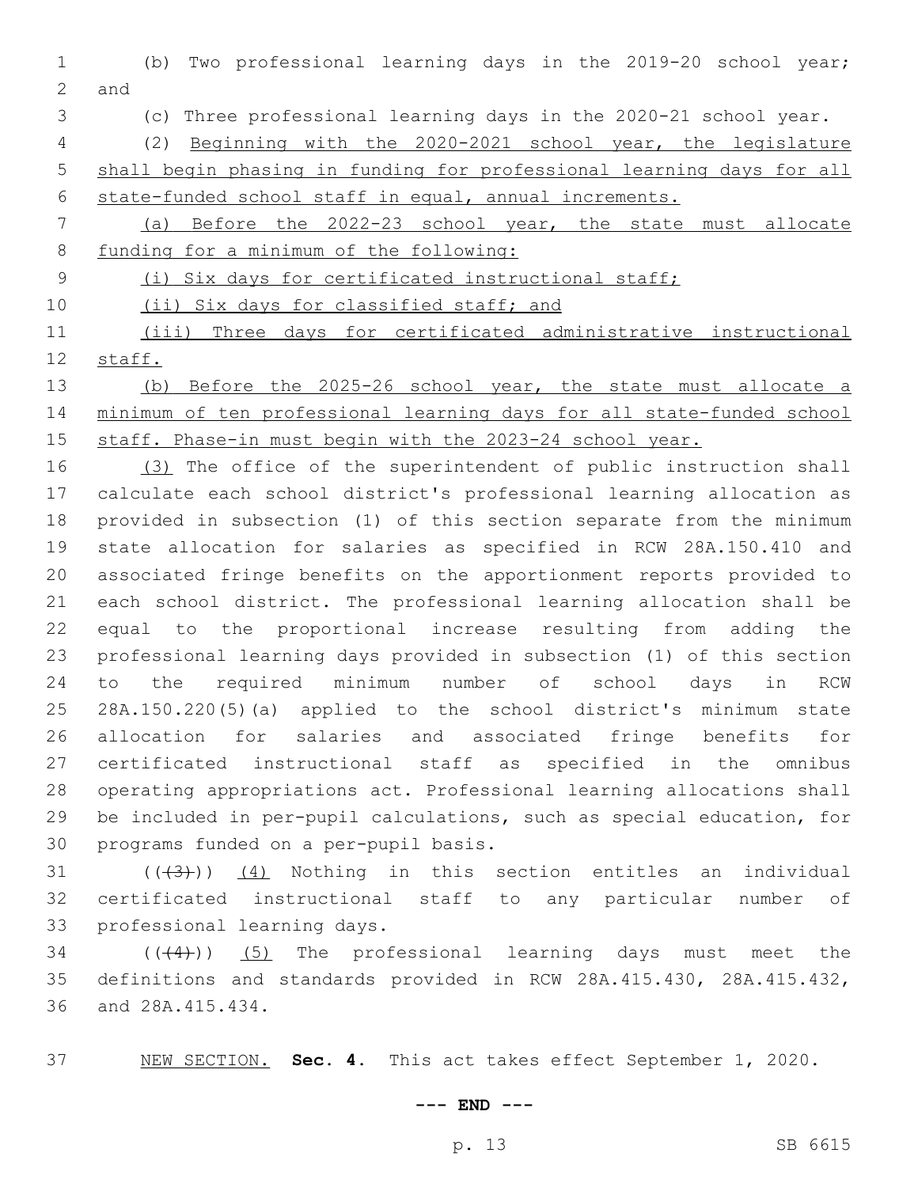(b) Two professional learning days in the 2019-20 school year; and

(c) Three professional learning days in the 2020-21 school year.

(2) Beginning with the 2020-2021 school year, the legislature shall begin phasing in funding for professional learning days for all state-funded school staff in equal, annual increments.

(a) Before the 2022-23 school year, the state must allocate funding for a minimum of the following:

(i) Six days for certificated instructional staff;

(ii) Six days for classified staff; and

(iii) Three days for certificated administrative instructional staff.

(b) Before the 2025-26 school year, the state must allocate a minimum of ten professional learning days for all state-funded school staff. Phase-in must begin with the 2023-24 school year.

(3) The office of the superintendent of public instruction shall calculate each school district's professional learning allocation as provided in subsection (1) of this section separate from the minimum state allocation for salaries as specified in RCW 28A.150.410 and associated fringe benefits on the apportionment reports provided to each school district. The professional learning allocation shall be equal to the proportional increase resulting from adding the professional learning days provided in subsection (1) of this section to the required minimum number of school days in RCW 28A.150.220(5)(a) applied to the school district's minimum state allocation for salaries and associated fringe benefits for certificated instructional staff as specified in the omnibus operating appropriations act. Professional learning allocations shall be included in per-pupil calculations, such as special education, for programs funded on a per-pupil basis.

(((3))) (4) Nothing in this section entitles an individual certificated instructional staff to any particular number of professional learning days.

(((4))) (5) The professional learning days must meet the definitions and standards provided in RCW 28A.415.430, 28A.415.432, and 28A.415.434.

NEW SECTION. **Sec. 4.** This act takes effect September 1, 2020.

**--- END ---**